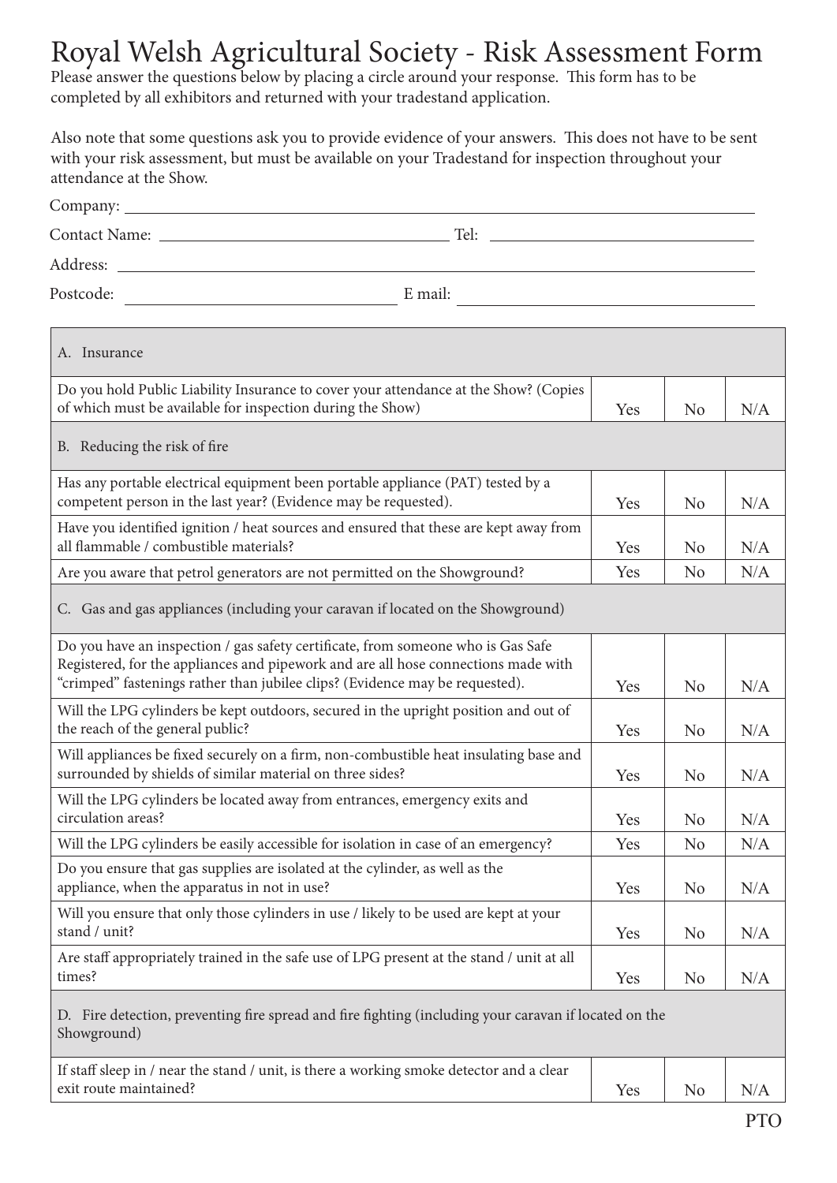# Royal Welsh Agricultural Society - Risk Assessment Form

Please answer the questions below by placing a circle around your response. This form has to be completed by all exhibitors and returned with your tradestand application.

Also note that some questions ask you to provide evidence of your answers. This does not have to be sent with your risk assessment, but must be available on your Tradestand for inspection throughout your attendance at the Show.

Company: ______________________________

Contact Name: ______________________ Tel: ______________________

Address: ______________________________

Postcode: ______________________ E mail: ______________________

| A. Insurance | | | |
|---|---|---|---|
| Do you hold Public Liability Insurance to cover your attendance at the Show? (Copies of which must be available for inspection during the Show) | Yes | No | N/A |
| **B. Reducing the risk of fire** | | | |
| Has any portable electrical equipment been portable appliance (PAT) tested by a competent person in the last year? (Evidence may be requested). | Yes | No | N/A |
| Have you identified ignition / heat sources and ensured that these are kept away from all flammable / combustible materials? | Yes | No | N/A |
| Are you aware that petrol generators are not permitted on the Showground? | Yes | No | N/A |
| **C. Gas and gas appliances (including your caravan if located on the Showground)** | | | |
| Do you have an inspection / gas safety certificate, from someone who is Gas Safe Registered, for the appliances and pipework and are all hose connections made with "crimped" fastenings rather than jubilee clips? (Evidence may be requested). | Yes | No | N/A |
| Will the LPG cylinders be kept outdoors, secured in the upright position and out of the reach of the general public? | Yes | No | N/A |
| Will appliances be fixed securely on a firm, non-combustible heat insulating base and surrounded by shields of similar material on three sides? | Yes | No | N/A |
| Will the LPG cylinders be located away from entrances, emergency exits and circulation areas? | Yes | No | N/A |
| Will the LPG cylinders be easily accessible for isolation in case of an emergency? | Yes | No | N/A |
| Do you ensure that gas supplies are isolated at the cylinder, as well as the appliance, when the apparatus in not in use? | Yes | No | N/A |
| Will you ensure that only those cylinders in use / likely to be used are kept at your stand / unit? | Yes | No | N/A |
| Are staff appropriately trained in the safe use of LPG present at the stand / unit at all times? | Yes | No | N/A |
| **D. Fire detection, preventing fire spread and fire fighting (including your caravan if located on the Showground)** | | | |
| If staff sleep in / near the stand / unit, is there a working smoke detector and a clear exit route maintained? | Yes | No | N/A |

PTO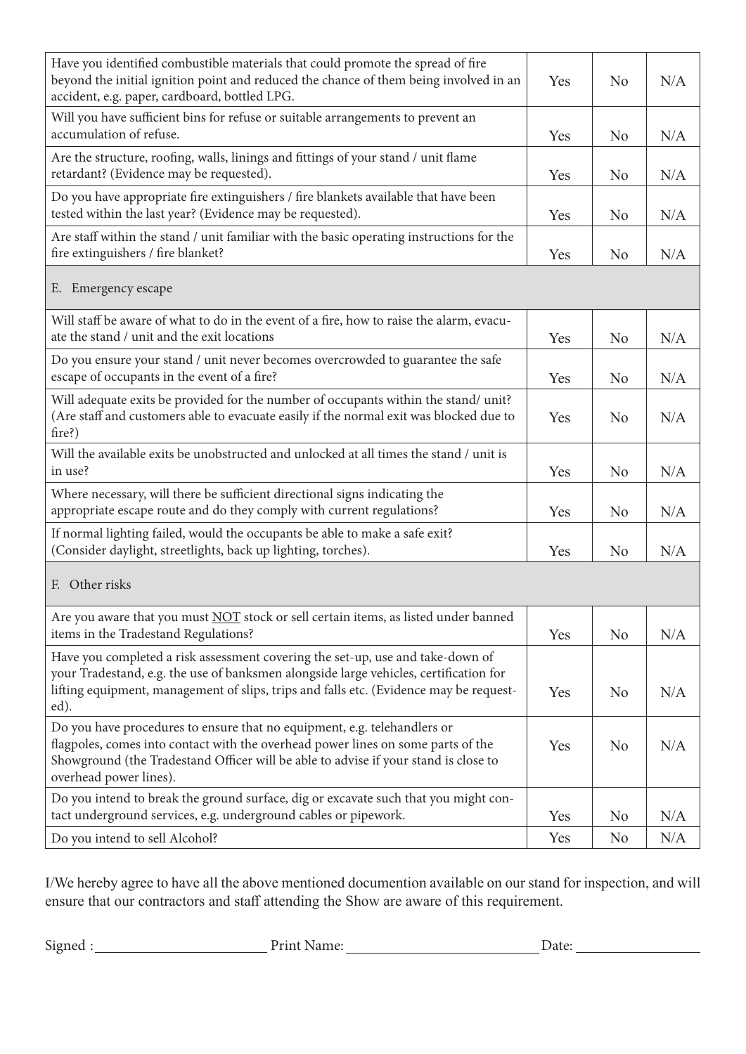| | | | |
|---|---|---|---|
| Have you identified combustible materials that could promote the spread of fire beyond the initial ignition point and reduced the chance of them being involved in an accident, e.g. paper, cardboard, bottled LPG. | Yes | No | N/A |
| Will you have sufficient bins for refuse or suitable arrangements to prevent an accumulation of refuse. | Yes | No | N/A |
| Are the structure, roofing, walls, linings and fittings of your stand / unit flame retardant? (Evidence may be requested). | Yes | No | N/A |
| Do you have appropriate fire extinguishers / fire blankets available that have been tested within the last year? (Evidence may be requested). | Yes | No | N/A |
| Are staff within the stand / unit familiar with the basic operating instructions for the fire extinguishers / fire blanket? | Yes | No | N/A |
| E. Emergency escape | | | |
| Will staff be aware of what to do in the event of a fire, how to raise the alarm, evacuate the stand / unit and the exit locations | Yes | No | N/A |
| Do you ensure your stand / unit never becomes overcrowded to guarantee the safe escape of occupants in the event of a fire? | Yes | No | N/A |
| Will adequate exits be provided for the number of occupants within the stand/ unit? (Are staff and customers able to evacuate easily if the normal exit was blocked due to fire?) | Yes | No | N/A |
| Will the available exits be unobstructed and unlocked at all times the stand / unit is in use? | Yes | No | N/A |
| Where necessary, will there be sufficient directional signs indicating the appropriate escape route and do they comply with current regulations? | Yes | No | N/A |
| If normal lighting failed, would the occupants be able to make a safe exit? (Consider daylight, streetlights, back up lighting, torches). | Yes | No | N/A |
| F. Other risks | | | |
| Are you aware that you must <u>NOT</u> stock or sell certain items, as listed under banned items in the Tradestand Regulations? | Yes | No | N/A |
| Have you completed a risk assessment covering the set-up, use and take-down of your Tradestand, e.g. the use of banksmen alongside large vehicles, certification for lifting equipment, management of slips, trips and falls etc. (Evidence may be requested). | Yes | No | N/A |
| Do you have procedures to ensure that no equipment, e.g. telehandlers or flagpoles, comes into contact with the overhead power lines on some parts of the Showground (the Tradestand Officer will be able to advise if your stand is close to overhead power lines). | Yes | No | N/A |
| Do you intend to break the ground surface, dig or excavate such that you might contact underground services, e.g. underground cables or pipework. | Yes | No | N/A |
| Do you intend to sell Alcohol? | Yes | No | N/A |

I/We hereby agree to have all the above mentioned documention available on our stand for inspection, and will ensure that our contractors and staff attending the Show are aware of this requirement.

Signed : ______________________ Print Name: ________________________ Date: _______________